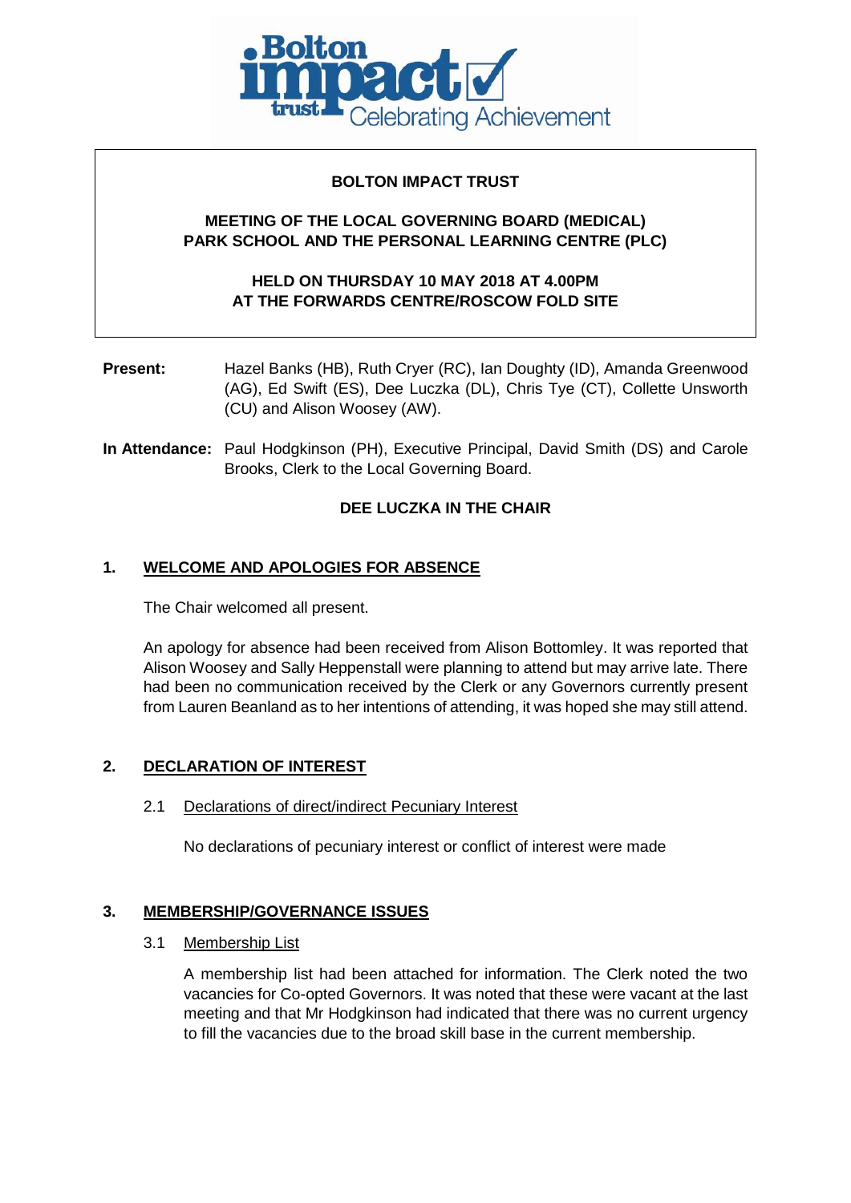**BOLTON IMPACT TRUST**

**MEETING OF THE LOCAL GOVERNING BOARD (MEDICAL)**
**PARK SCHOOL AND THE PERSONAL LEARNING CENTRE (PLC)**

**HELD ON THURSDAY 10 MAY 2018 AT 4.00PM**
**AT THE FORWARDS CENTRE/ROSCOW FOLD SITE**

**Present:** Hazel Banks (HB), Ruth Cryer (RC), Ian Doughty (ID), Amanda Greenwood (AG), Ed Swift (ES), Dee Luczka (DL), Chris Tye (CT), Collette Unsworth (CU) and Alison Woosey (AW).

**In Attendance:** Paul Hodgkinson (PH), Executive Principal, David Smith (DS) and Carole Brooks, Clerk to the Local Governing Board.

**DEE LUCZKA IN THE CHAIR**

## 1. WELCOME AND APOLOGIES FOR ABSENCE

The Chair welcomed all present.

An apology for absence had been received from Alison Bottomley. It was reported that Alison Woosey and Sally Heppenstall were planning to attend but may arrive late. There had been no communication received by the Clerk or any Governors currently present from Lauren Beanland as to her intentions of attending, it was hoped she may still attend.

## 2. DECLARATION OF INTEREST

### 2.1 Declarations of direct/indirect Pecuniary Interest

No declarations of pecuniary interest or conflict of interest were made

## 3. MEMBERSHIP/GOVERNANCE ISSUES

### 3.1 Membership List

A membership list had been attached for information. The Clerk noted the two vacancies for Co-opted Governors. It was noted that these were vacant at the last meeting and that Mr Hodgkinson had indicated that there was no current urgency to fill the vacancies due to the broad skill base in the current membership.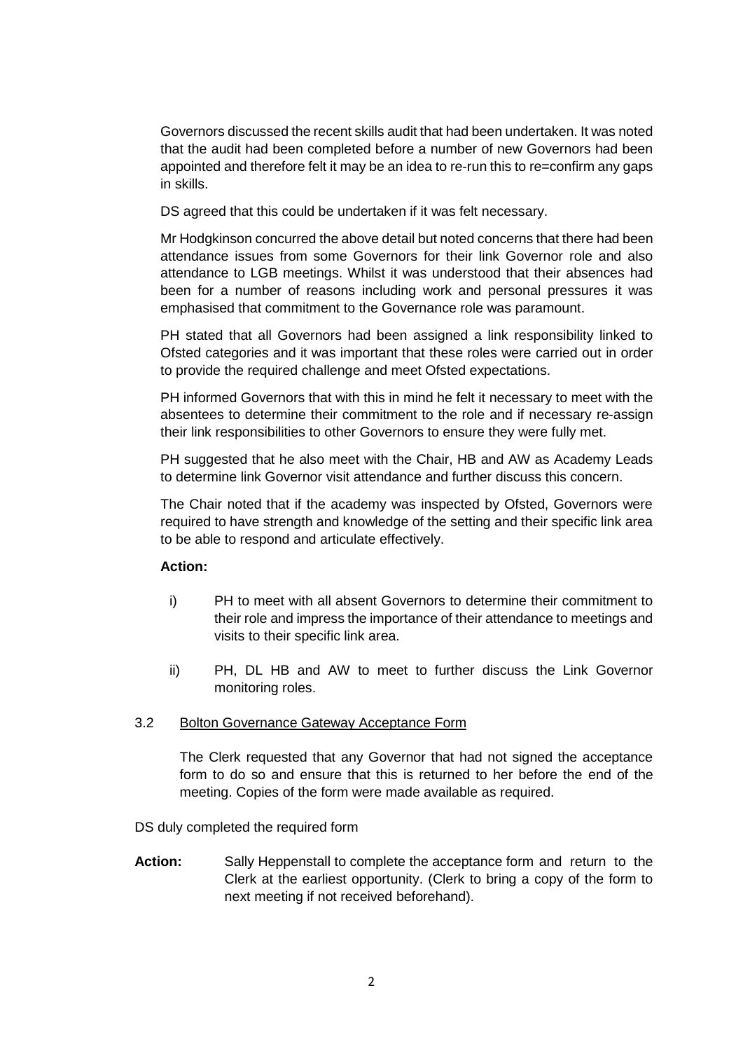Governors discussed the recent skills audit that had been undertaken. It was noted that the audit had been completed before a number of new Governors had been appointed and therefore felt it may be an idea to re-run this to re=confirm any gaps in skills.

DS agreed that this could be undertaken if it was felt necessary.

Mr Hodgkinson concurred the above detail but noted concerns that there had been attendance issues from some Governors for their link Governor role and also attendance to LGB meetings. Whilst it was understood that their absences had been for a number of reasons including work and personal pressures it was emphasised that commitment to the Governance role was paramount.

PH stated that all Governors had been assigned a link responsibility linked to Ofsted categories and it was important that these roles were carried out in order to provide the required challenge and meet Ofsted expectations.

PH informed Governors that with this in mind he felt it necessary to meet with the absentees to determine their commitment to the role and if necessary re-assign their link responsibilities to other Governors to ensure they were fully met.

PH suggested that he also meet with the Chair, HB and AW as Academy Leads to determine link Governor visit attendance and further discuss this concern.

The Chair noted that if the academy was inspected by Ofsted, Governors were required to have strength and knowledge of the setting and their specific link area to be able to respond and articulate effectively.

**Action:**

i) PH to meet with all absent Governors to determine their commitment to their role and impress the importance of their attendance to meetings and visits to their specific link area.

ii) PH, DL HB and AW to meet to further discuss the Link Governor monitoring roles.

3.2 Bolton Governance Gateway Acceptance Form

The Clerk requested that any Governor that had not signed the acceptance form to do so and ensure that this is returned to her before the end of the meeting. Copies of the form were made available as required.

DS duly completed the required form

**Action:** Sally Heppenstall to complete the acceptance form and return to the Clerk at the earliest opportunity. (Clerk to bring a copy of the form to next meeting if not received beforehand).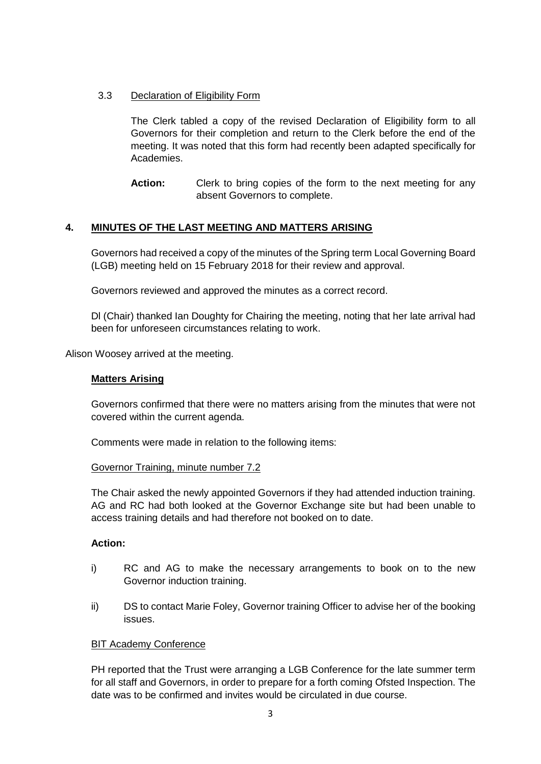3.3 Declaration of Eligibility Form

The Clerk tabled a copy of the revised Declaration of Eligibility form to all Governors for their completion and return to the Clerk before the end of the meeting. It was noted that this form had recently been adapted specifically for Academies.

**Action:** Clerk to bring copies of the form to the next meeting for any absent Governors to complete.

## 4. MINUTES OF THE LAST MEETING AND MATTERS ARISING

Governors had received a copy of the minutes of the Spring term Local Governing Board (LGB) meeting held on 15 February 2018 for their review and approval.

Governors reviewed and approved the minutes as a correct record.

DI (Chair) thanked Ian Doughty for Chairing the meeting, noting that her late arrival had been for unforeseen circumstances relating to work.

Alison Woosey arrived at the meeting.

**Matters Arising**

Governors confirmed that there were no matters arising from the minutes that were not covered within the current agenda.

Comments were made in relation to the following items:

Governor Training, minute number 7.2

The Chair asked the newly appointed Governors if they had attended induction training. AG and RC had both looked at the Governor Exchange site but had been unable to access training details and had therefore not booked on to date.

**Action:**

i) RC and AG to make the necessary arrangements to book on to the new Governor induction training.

ii) DS to contact Marie Foley, Governor training Officer to advise her of the booking issues.

BIT Academy Conference

PH reported that the Trust were arranging a LGB Conference for the late summer term for all staff and Governors, in order to prepare for a forth coming Ofsted Inspection. The date was to be confirmed and invites would be circulated in due course.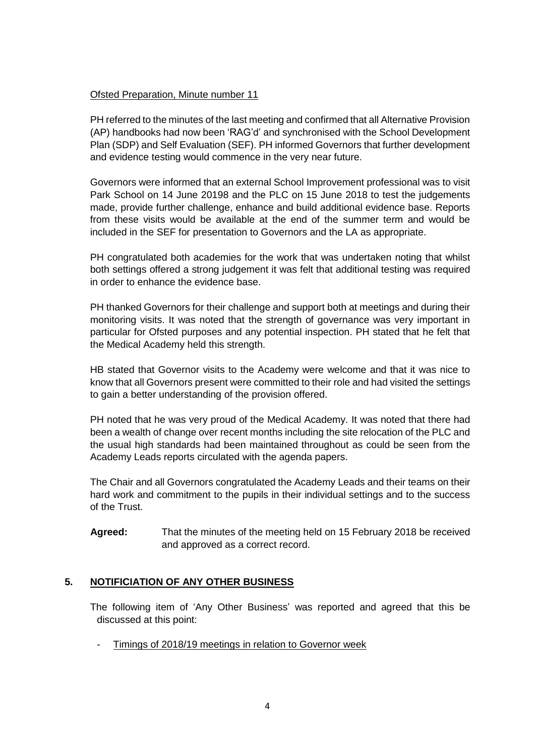Ofsted Preparation, Minute number 11

PH referred to the minutes of the last meeting and confirmed that all Alternative Provision (AP) handbooks had now been 'RAG'd' and synchronised with the School Development Plan (SDP) and Self Evaluation (SEF). PH informed Governors that further development and evidence testing would commence in the very near future.

Governors were informed that an external School Improvement professional was to visit Park School on 14 June 20198 and the PLC on 15 June 2018 to test the judgements made, provide further challenge, enhance and build additional evidence base. Reports from these visits would be available at the end of the summer term and would be included in the SEF for presentation to Governors and the LA as appropriate.

PH congratulated both academies for the work that was undertaken noting that whilst both settings offered a strong judgement it was felt that additional testing was required in order to enhance the evidence base.

PH thanked Governors for their challenge and support both at meetings and during their monitoring visits. It was noted that the strength of governance was very important in particular for Ofsted purposes and any potential inspection. PH stated that he felt that the Medical Academy held this strength.

HB stated that Governor visits to the Academy were welcome and that it was nice to know that all Governors present were committed to their role and had visited the settings to gain a better understanding of the provision offered.

PH noted that he was very proud of the Medical Academy. It was noted that there had been a wealth of change over recent months including the site relocation of the PLC and the usual high standards had been maintained throughout as could be seen from the Academy Leads reports circulated with the agenda papers.

The Chair and all Governors congratulated the Academy Leads and their teams on their hard work and commitment to the pupils in their individual settings and to the success of the Trust.

**Agreed:** That the minutes of the meeting held on 15 February 2018 be received and approved as a correct record.

## 5. NOTIFICIATION OF ANY OTHER BUSINESS

The following item of 'Any Other Business' was reported and agreed that this be discussed at this point:

- Timings of 2018/19 meetings in relation to Governor week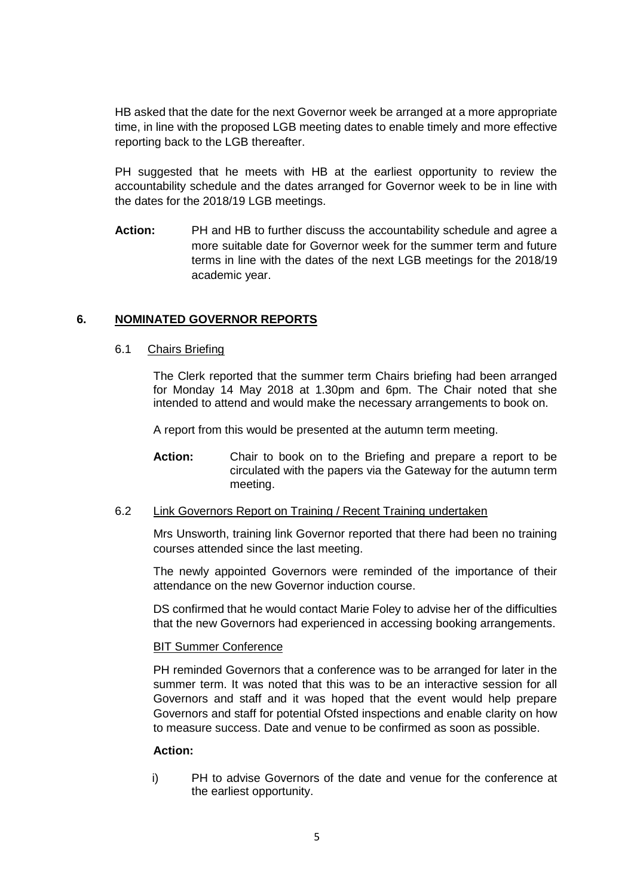HB asked that the date for the next Governor week be arranged at a more appropriate time, in line with the proposed LGB meeting dates to enable timely and more effective reporting back to the LGB thereafter.

PH suggested that he meets with HB at the earliest opportunity to review the accountability schedule and the dates arranged for Governor week to be in line with the dates for the 2018/19 LGB meetings.

**Action:** PH and HB to further discuss the accountability schedule and agree a more suitable date for Governor week for the summer term and future terms in line with the dates of the next LGB meetings for the 2018/19 academic year.

## 6. NOMINATED GOVERNOR REPORTS

### 6.1 Chairs Briefing

The Clerk reported that the summer term Chairs briefing had been arranged for Monday 14 May 2018 at 1.30pm and 6pm. The Chair noted that she intended to attend and would make the necessary arrangements to book on.

A report from this would be presented at the autumn term meeting.

**Action:** Chair to book on to the Briefing and prepare a report to be circulated with the papers via the Gateway for the autumn term meeting.

### 6.2 Link Governors Report on Training / Recent Training undertaken

Mrs Unsworth, training link Governor reported that there had been no training courses attended since the last meeting.

The newly appointed Governors were reminded of the importance of their attendance on the new Governor induction course.

DS confirmed that he would contact Marie Foley to advise her of the difficulties that the new Governors had experienced in accessing booking arrangements.

BIT Summer Conference

PH reminded Governors that a conference was to be arranged for later in the summer term. It was noted that this was to be an interactive session for all Governors and staff and it was hoped that the event would help prepare Governors and staff for potential Ofsted inspections and enable clarity on how to measure success. Date and venue to be confirmed as soon as possible.

**Action:**

i) PH to advise Governors of the date and venue for the conference at the earliest opportunity.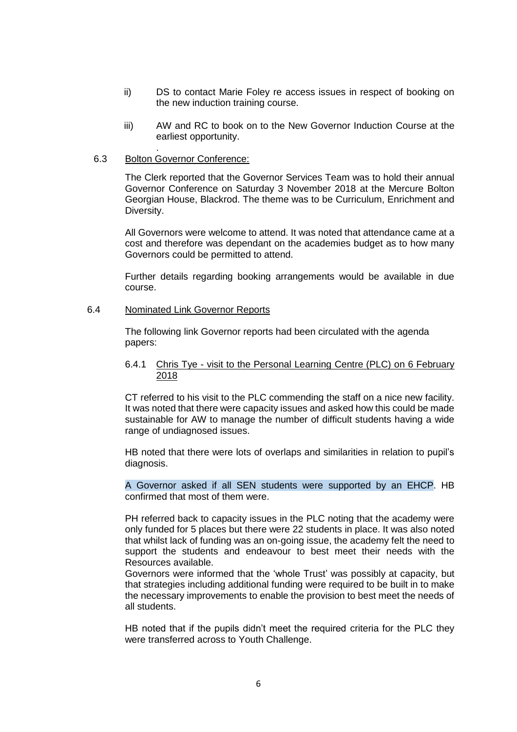ii) DS to contact Marie Foley re access issues in respect of booking on the new induction training course.

iii) AW and RC to book on to the New Governor Induction Course at the earliest opportunity.

.

6.3 Bolton Governor Conference:

The Clerk reported that the Governor Services Team was to hold their annual Governor Conference on Saturday 3 November 2018 at the Mercure Bolton Georgian House, Blackrod. The theme was to be Curriculum, Enrichment and Diversity.

All Governors were welcome to attend. It was noted that attendance came at a cost and therefore was dependant on the academies budget as to how many Governors could be permitted to attend.

Further details regarding booking arrangements would be available in due course.

6.4 Nominated Link Governor Reports

The following link Governor reports had been circulated with the agenda papers:

6.4.1 Chris Tye - visit to the Personal Learning Centre (PLC) on 6 February 2018

CT referred to his visit to the PLC commending the staff on a nice new facility. It was noted that there were capacity issues and asked how this could be made sustainable for AW to manage the number of difficult students having a wide range of undiagnosed issues.

HB noted that there were lots of overlaps and similarities in relation to pupil's diagnosis.

A Governor asked if all SEN students were supported by an EHCP. HB confirmed that most of them were.

PH referred back to capacity issues in the PLC noting that the academy were only funded for 5 places but there were 22 students in place. It was also noted that whilst lack of funding was an on-going issue, the academy felt the need to support the students and endeavour to best meet their needs with the Resources available.
Governors were informed that the 'whole Trust' was possibly at capacity, but that strategies including additional funding were required to be built in to make the necessary improvements to enable the provision to best meet the needs of all students.

HB noted that if the pupils didn't meet the required criteria for the PLC they were transferred across to Youth Challenge.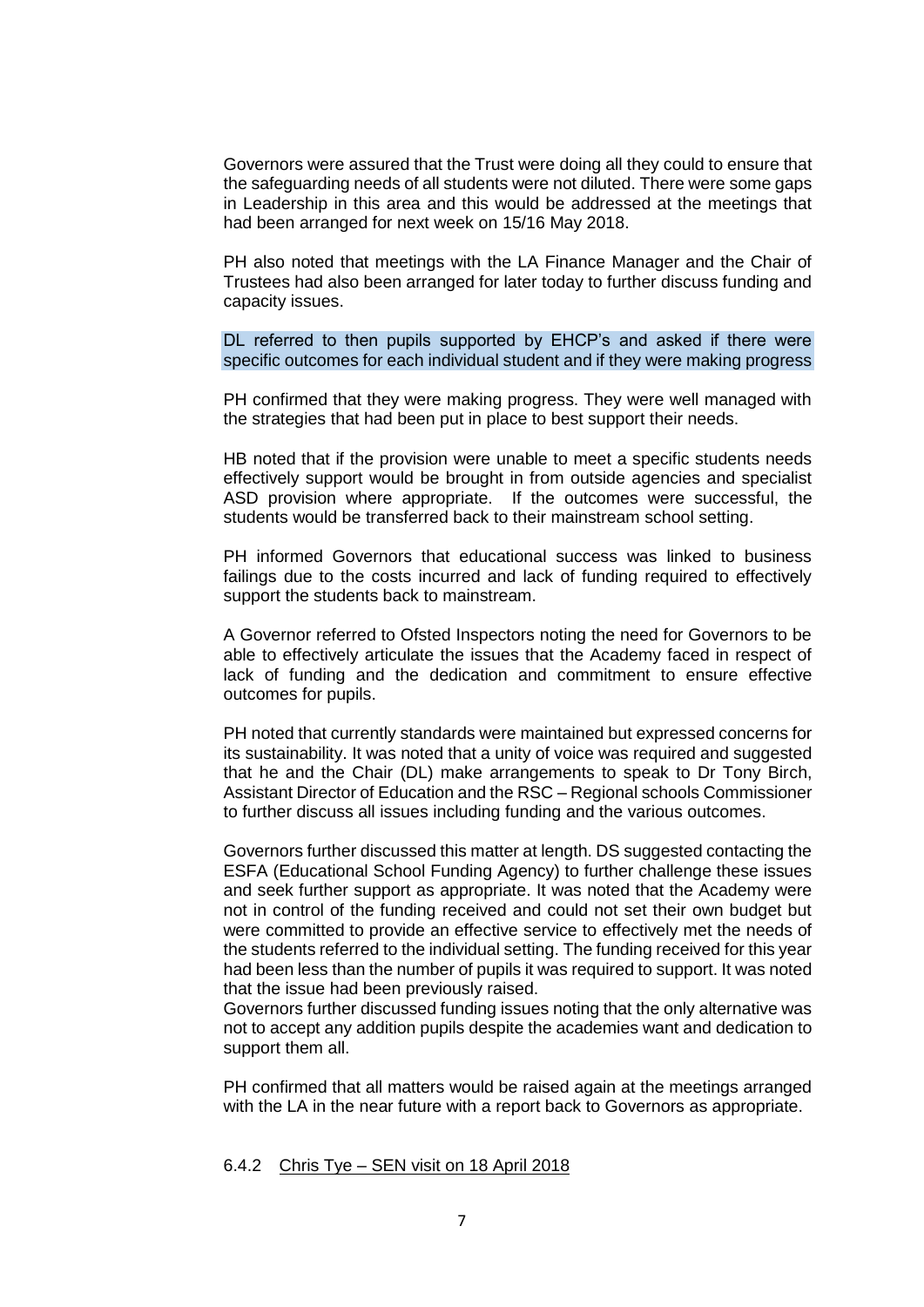Governors were assured that the Trust were doing all they could to ensure that the safeguarding needs of all students were not diluted. There were some gaps in Leadership in this area and this would be addressed at the meetings that had been arranged for next week on 15/16 May 2018.

PH also noted that meetings with the LA Finance Manager and the Chair of Trustees had also been arranged for later today to further discuss funding and capacity issues.

DL referred to then pupils supported by EHCP's and asked if there were specific outcomes for each individual student and if they were making progress

PH confirmed that they were making progress. They were well managed with the strategies that had been put in place to best support their needs.

HB noted that if the provision were unable to meet a specific students needs effectively support would be brought in from outside agencies and specialist ASD provision where appropriate. If the outcomes were successful, the students would be transferred back to their mainstream school setting.

PH informed Governors that educational success was linked to business failings due to the costs incurred and lack of funding required to effectively support the students back to mainstream.

A Governor referred to Ofsted Inspectors noting the need for Governors to be able to effectively articulate the issues that the Academy faced in respect of lack of funding and the dedication and commitment to ensure effective outcomes for pupils.

PH noted that currently standards were maintained but expressed concerns for its sustainability. It was noted that a unity of voice was required and suggested that he and the Chair (DL) make arrangements to speak to Dr Tony Birch, Assistant Director of Education and the RSC – Regional schools Commissioner to further discuss all issues including funding and the various outcomes.

Governors further discussed this matter at length. DS suggested contacting the ESFA (Educational School Funding Agency) to further challenge these issues and seek further support as appropriate. It was noted that the Academy were not in control of the funding received and could not set their own budget but were committed to provide an effective service to effectively met the needs of the students referred to the individual setting. The funding received for this year had been less than the number of pupils it was required to support. It was noted that the issue had been previously raised.
Governors further discussed funding issues noting that the only alternative was not to accept any addition pupils despite the academies want and dedication to support them all.

PH confirmed that all matters would be raised again at the meetings arranged with the LA in the near future with a report back to Governors as appropriate.

6.4.2 Chris Tye – SEN visit on 18 April 2018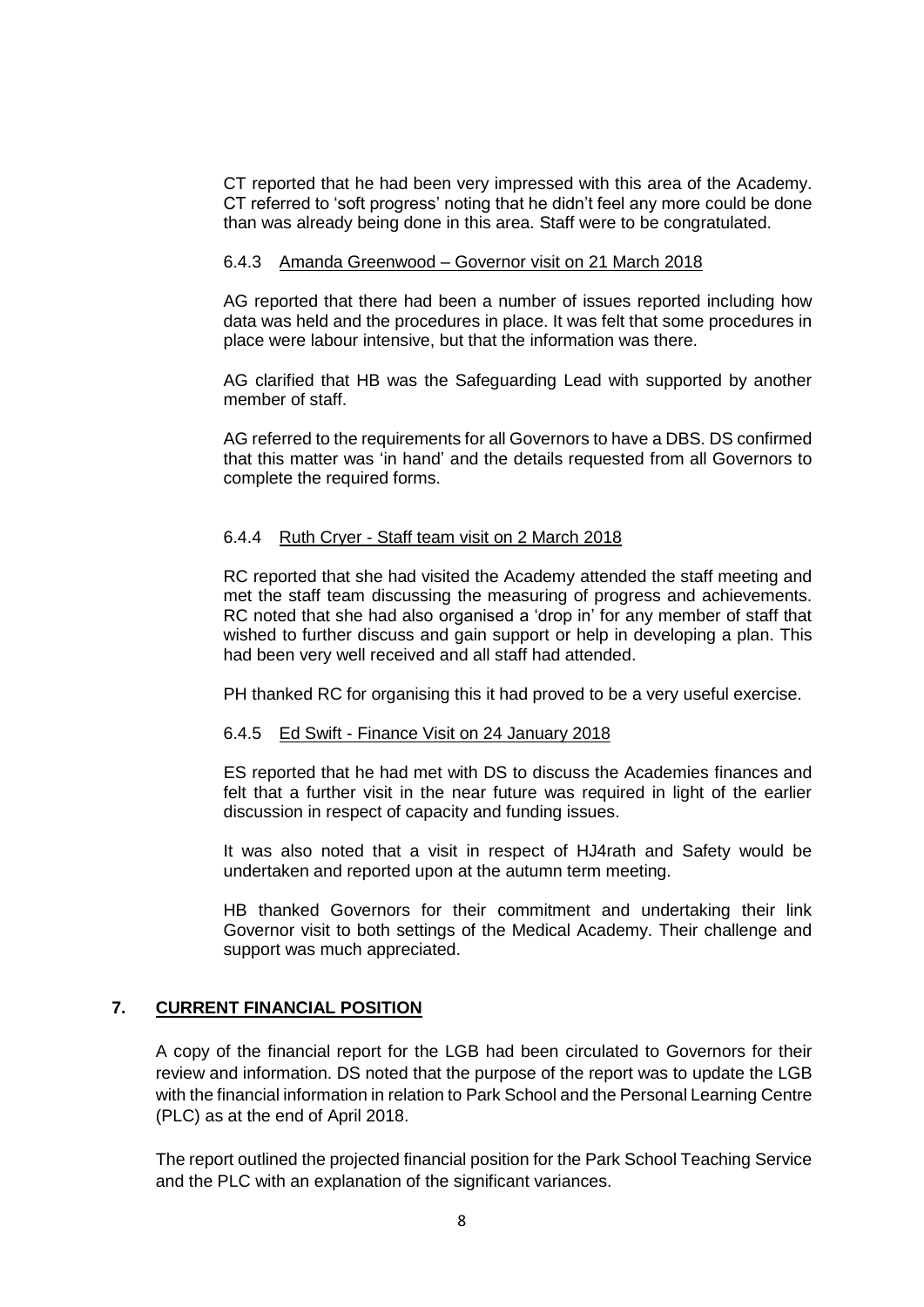CT reported that he had been very impressed with this area of the Academy. CT referred to 'soft progress' noting that he didn't feel any more could be done than was already being done in this area. Staff were to be congratulated.

6.4.3 Amanda Greenwood – Governor visit on 21 March 2018

AG reported that there had been a number of issues reported including how data was held and the procedures in place. It was felt that some procedures in place were labour intensive, but that the information was there.

AG clarified that HB was the Safeguarding Lead with supported by another member of staff.

AG referred to the requirements for all Governors to have a DBS. DS confirmed that this matter was 'in hand' and the details requested from all Governors to complete the required forms.

6.4.4 Ruth Cryer - Staff team visit on 2 March 2018

RC reported that she had visited the Academy attended the staff meeting and met the staff team discussing the measuring of progress and achievements. RC noted that she had also organised a 'drop in' for any member of staff that wished to further discuss and gain support or help in developing a plan. This had been very well received and all staff had attended.

PH thanked RC for organising this it had proved to be a very useful exercise.

6.4.5 Ed Swift - Finance Visit on 24 January 2018

ES reported that he had met with DS to discuss the Academies finances and felt that a further visit in the near future was required in light of the earlier discussion in respect of capacity and funding issues.

It was also noted that a visit in respect of HJ4rath and Safety would be undertaken and reported upon at the autumn term meeting.

HB thanked Governors for their commitment and undertaking their link Governor visit to both settings of the Medical Academy. Their challenge and support was much appreciated.

## 7. CURRENT FINANCIAL POSITION

A copy of the financial report for the LGB had been circulated to Governors for their review and information. DS noted that the purpose of the report was to update the LGB with the financial information in relation to Park School and the Personal Learning Centre (PLC) as at the end of April 2018.

The report outlined the projected financial position for the Park School Teaching Service and the PLC with an explanation of the significant variances.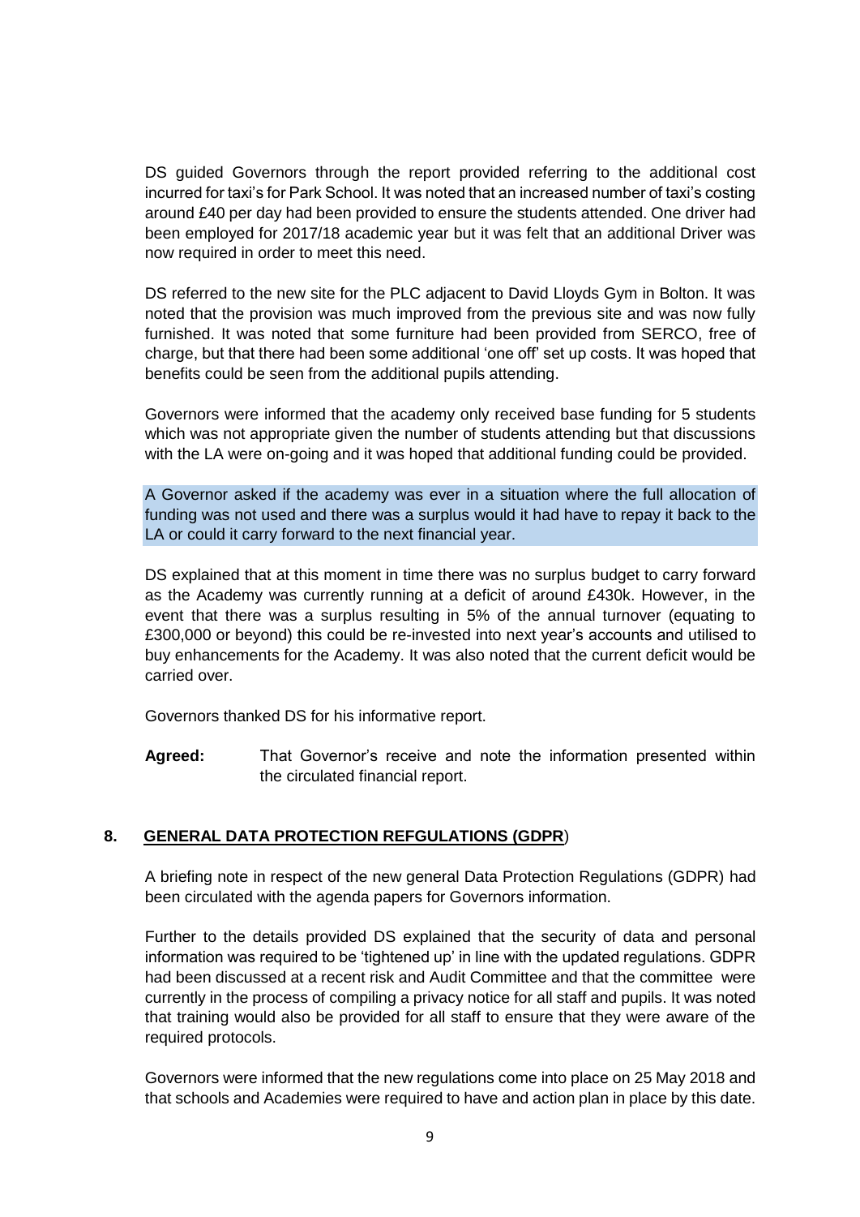DS guided Governors through the report provided referring to the additional cost incurred for taxi's for Park School. It was noted that an increased number of taxi's costing around £40 per day had been provided to ensure the students attended. One driver had been employed for 2017/18 academic year but it was felt that an additional Driver was now required in order to meet this need.

DS referred to the new site for the PLC adjacent to David Lloyds Gym in Bolton. It was noted that the provision was much improved from the previous site and was now fully furnished. It was noted that some furniture had been provided from SERCO, free of charge, but that there had been some additional 'one off' set up costs. It was hoped that benefits could be seen from the additional pupils attending.

Governors were informed that the academy only received base funding for 5 students which was not appropriate given the number of students attending but that discussions with the LA were on-going and it was hoped that additional funding could be provided.

A Governor asked if the academy was ever in a situation where the full allocation of funding was not used and there was a surplus would it had have to repay it back to the LA or could it carry forward to the next financial year.

DS explained that at this moment in time there was no surplus budget to carry forward as the Academy was currently running at a deficit of around £430k. However, in the event that there was a surplus resulting in 5% of the annual turnover (equating to £300,000 or beyond) this could be re-invested into next year's accounts and utilised to buy enhancements for the Academy. It was also noted that the current deficit would be carried over.

Governors thanked DS for his informative report.

**Agreed:** That Governor's receive and note the information presented within the circulated financial report.

## 8. GENERAL DATA PROTECTION REFGULATIONS (GDPR)

A briefing note in respect of the new general Data Protection Regulations (GDPR) had been circulated with the agenda papers for Governors information.

Further to the details provided DS explained that the security of data and personal information was required to be 'tightened up' in line with the updated regulations. GDPR had been discussed at a recent risk and Audit Committee and that the committee were currently in the process of compiling a privacy notice for all staff and pupils. It was noted that training would also be provided for all staff to ensure that they were aware of the required protocols.

Governors were informed that the new regulations come into place on 25 May 2018 and that schools and Academies were required to have and action plan in place by this date.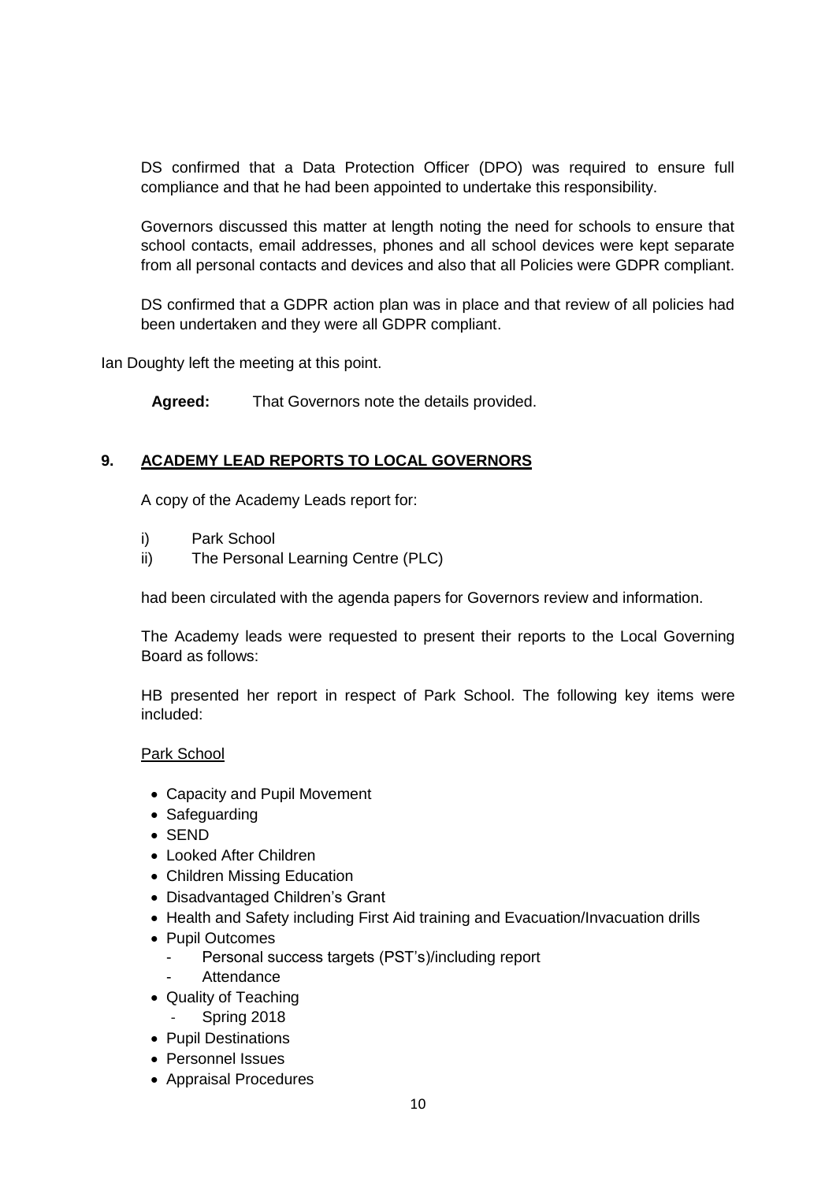DS confirmed that a Data Protection Officer (DPO) was required to ensure full compliance and that he had been appointed to undertake this responsibility.

Governors discussed this matter at length noting the need for schools to ensure that school contacts, email addresses, phones and all school devices were kept separate from all personal contacts and devices and also that all Policies were GDPR compliant.

DS confirmed that a GDPR action plan was in place and that review of all policies had been undertaken and they were all GDPR compliant.

Ian Doughty left the meeting at this point.

**Agreed:** That Governors note the details provided.

## 9. ACADEMY LEAD REPORTS TO LOCAL GOVERNORS

A copy of the Academy Leads report for:

i) Park School
ii) The Personal Learning Centre (PLC)

had been circulated with the agenda papers for Governors review and information.

The Academy leads were requested to present their reports to the Local Governing Board as follows:

HB presented her report in respect of Park School. The following key items were included:

Park School

- Capacity and Pupil Movement
- Safeguarding
- SEND
- Looked After Children
- Children Missing Education
- Disadvantaged Children's Grant
- Health and Safety including First Aid training and Evacuation/Invacuation drills
- Pupil Outcomes
  - Personal success targets (PST's)/including report
  - Attendance
- Quality of Teaching
  - Spring 2018
- Pupil Destinations
- Personnel Issues
- Appraisal Procedures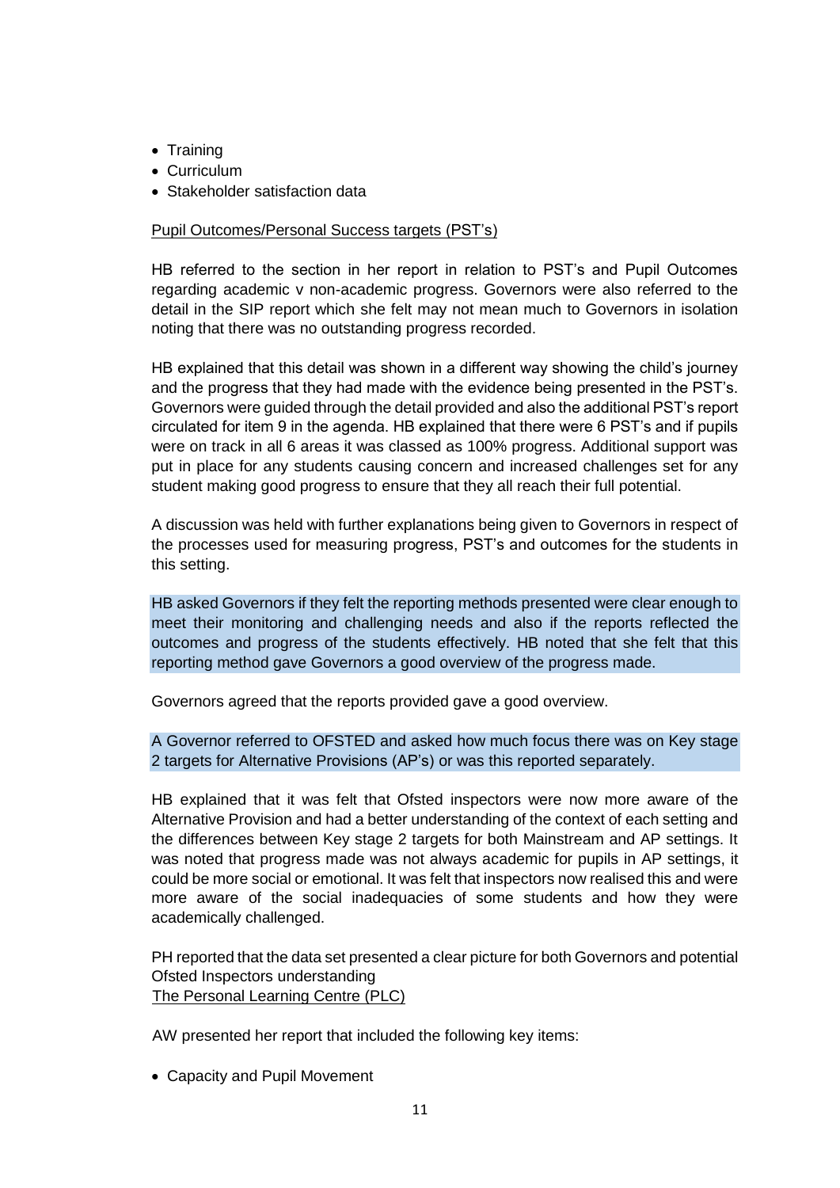- Training
- Curriculum
- Stakeholder satisfaction data

Pupil Outcomes/Personal Success targets (PST's)

HB referred to the section in her report in relation to PST's and Pupil Outcomes regarding academic v non-academic progress. Governors were also referred to the detail in the SIP report which she felt may not mean much to Governors in isolation noting that there was no outstanding progress recorded.

HB explained that this detail was shown in a different way showing the child's journey and the progress that they had made with the evidence being presented in the PST's. Governors were guided through the detail provided and also the additional PST's report circulated for item 9 in the agenda. HB explained that there were 6 PST's and if pupils were on track in all 6 areas it was classed as 100% progress. Additional support was put in place for any students causing concern and increased challenges set for any student making good progress to ensure that they all reach their full potential.

A discussion was held with further explanations being given to Governors in respect of the processes used for measuring progress, PST's and outcomes for the students in this setting.

HB asked Governors if they felt the reporting methods presented were clear enough to meet their monitoring and challenging needs and also if the reports reflected the outcomes and progress of the students effectively. HB noted that she felt that this reporting method gave Governors a good overview of the progress made.

Governors agreed that the reports provided gave a good overview.

A Governor referred to OFSTED and asked how much focus there was on Key stage 2 targets for Alternative Provisions (AP's) or was this reported separately.

HB explained that it was felt that Ofsted inspectors were now more aware of the Alternative Provision and had a better understanding of the context of each setting and the differences between Key stage 2 targets for both Mainstream and AP settings. It was noted that progress made was not always academic for pupils in AP settings, it could be more social or emotional. It was felt that inspectors now realised this and were more aware of the social inadequacies of some students and how they were academically challenged.

PH reported that the data set presented a clear picture for both Governors and potential Ofsted Inspectors understanding

The Personal Learning Centre (PLC)

AW presented her report that included the following key items:

- Capacity and Pupil Movement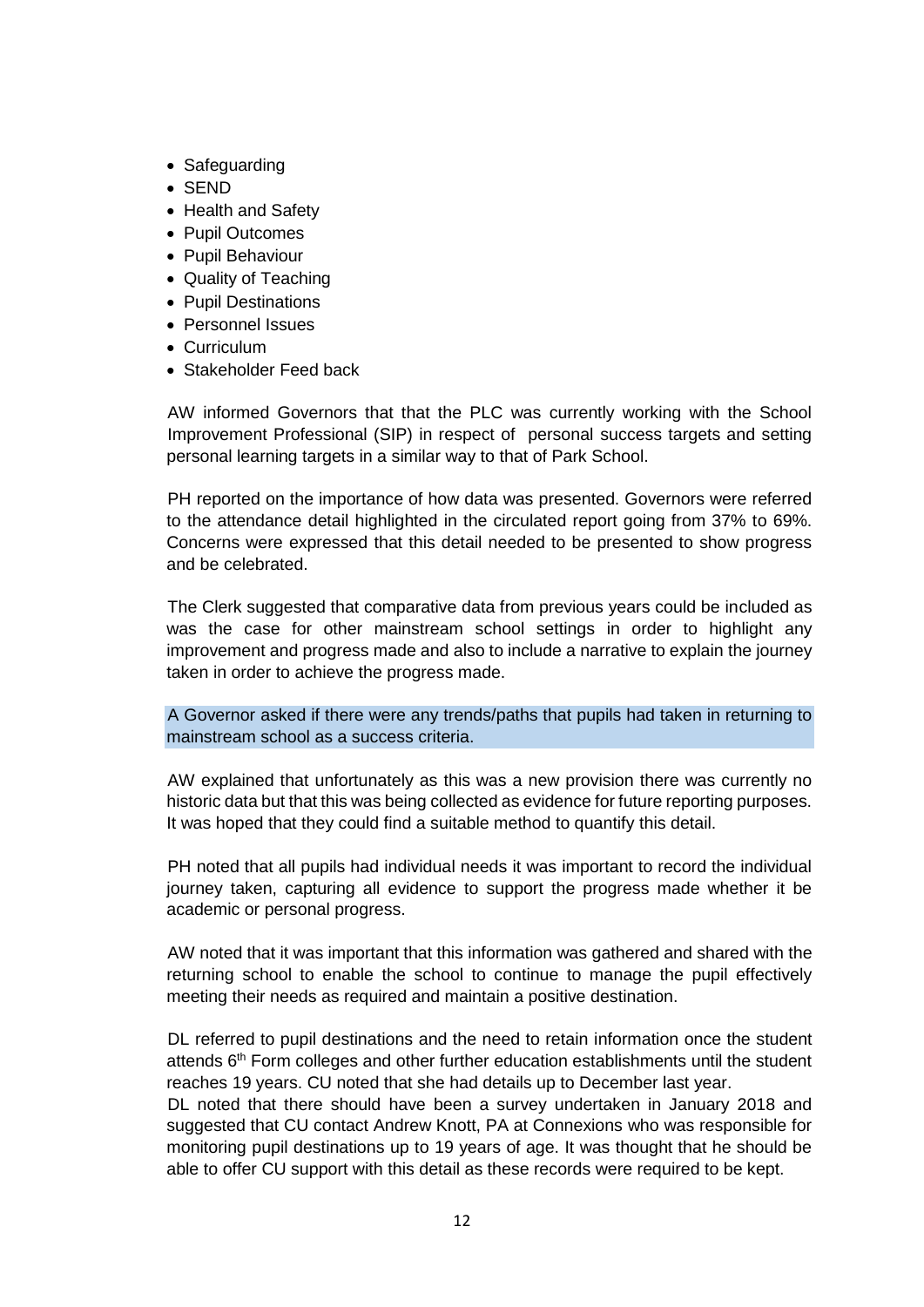- Safeguarding
- SEND
- Health and Safety
- Pupil Outcomes
- Pupil Behaviour
- Quality of Teaching
- Pupil Destinations
- Personnel Issues
- Curriculum
- Stakeholder Feed back

AW informed Governors that that the PLC was currently working with the School Improvement Professional (SIP) in respect of personal success targets and setting personal learning targets in a similar way to that of Park School.

PH reported on the importance of how data was presented. Governors were referred to the attendance detail highlighted in the circulated report going from 37% to 69%. Concerns were expressed that this detail needed to be presented to show progress and be celebrated.

The Clerk suggested that comparative data from previous years could be included as was the case for other mainstream school settings in order to highlight any improvement and progress made and also to include a narrative to explain the journey taken in order to achieve the progress made.

A Governor asked if there were any trends/paths that pupils had taken in returning to mainstream school as a success criteria.

AW explained that unfortunately as this was a new provision there was currently no historic data but that this was being collected as evidence for future reporting purposes. It was hoped that they could find a suitable method to quantify this detail.

PH noted that all pupils had individual needs it was important to record the individual journey taken, capturing all evidence to support the progress made whether it be academic or personal progress.

AW noted that it was important that this information was gathered and shared with the returning school to enable the school to continue to manage the pupil effectively meeting their needs as required and maintain a positive destination.

DL referred to pupil destinations and the need to retain information once the student attends 6th Form colleges and other further education establishments until the student reaches 19 years. CU noted that she had details up to December last year.
DL noted that there should have been a survey undertaken in January 2018 and suggested that CU contact Andrew Knott, PA at Connexions who was responsible for monitoring pupil destinations up to 19 years of age. It was thought that he should be able to offer CU support with this detail as these records were required to be kept.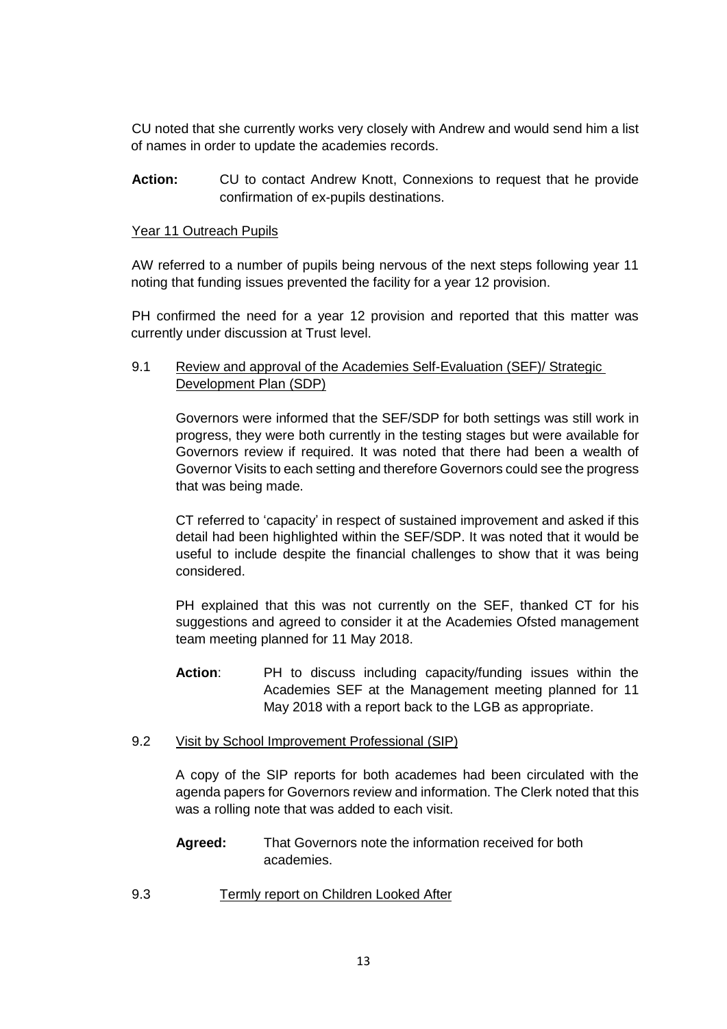CU noted that she currently works very closely with Andrew and would send him a list of names in order to update the academies records.

**Action:** CU to contact Andrew Knott, Connexions to request that he provide confirmation of ex-pupils destinations.

<u>Year 11 Outreach Pupils</u>

AW referred to a number of pupils being nervous of the next steps following year 11 noting that funding issues prevented the facility for a year 12 provision.

PH confirmed the need for a year 12 provision and reported that this matter was currently under discussion at Trust level.

9.1 <u>Review and approval of the Academies Self-Evaluation (SEF)/ Strategic Development Plan (SDP)</u>

Governors were informed that the SEF/SDP for both settings was still work in progress, they were both currently in the testing stages but were available for Governors review if required. It was noted that there had been a wealth of Governor Visits to each setting and therefore Governors could see the progress that was being made.

CT referred to 'capacity' in respect of sustained improvement and asked if this detail had been highlighted within the SEF/SDP. It was noted that it would be useful to include despite the financial challenges to show that it was being considered.

PH explained that this was not currently on the SEF, thanked CT for his suggestions and agreed to consider it at the Academies Ofsted management team meeting planned for 11 May 2018.

**Action**: PH to discuss including capacity/funding issues within the Academies SEF at the Management meeting planned for 11 May 2018 with a report back to the LGB as appropriate.

9.2 <u>Visit by School Improvement Professional (SIP)</u>

A copy of the SIP reports for both academes had been circulated with the agenda papers for Governors review and information. The Clerk noted that this was a rolling note that was added to each visit.

**Agreed:** That Governors note the information received for both academies.

9.3 <u>Termly report on Children Looked After</u>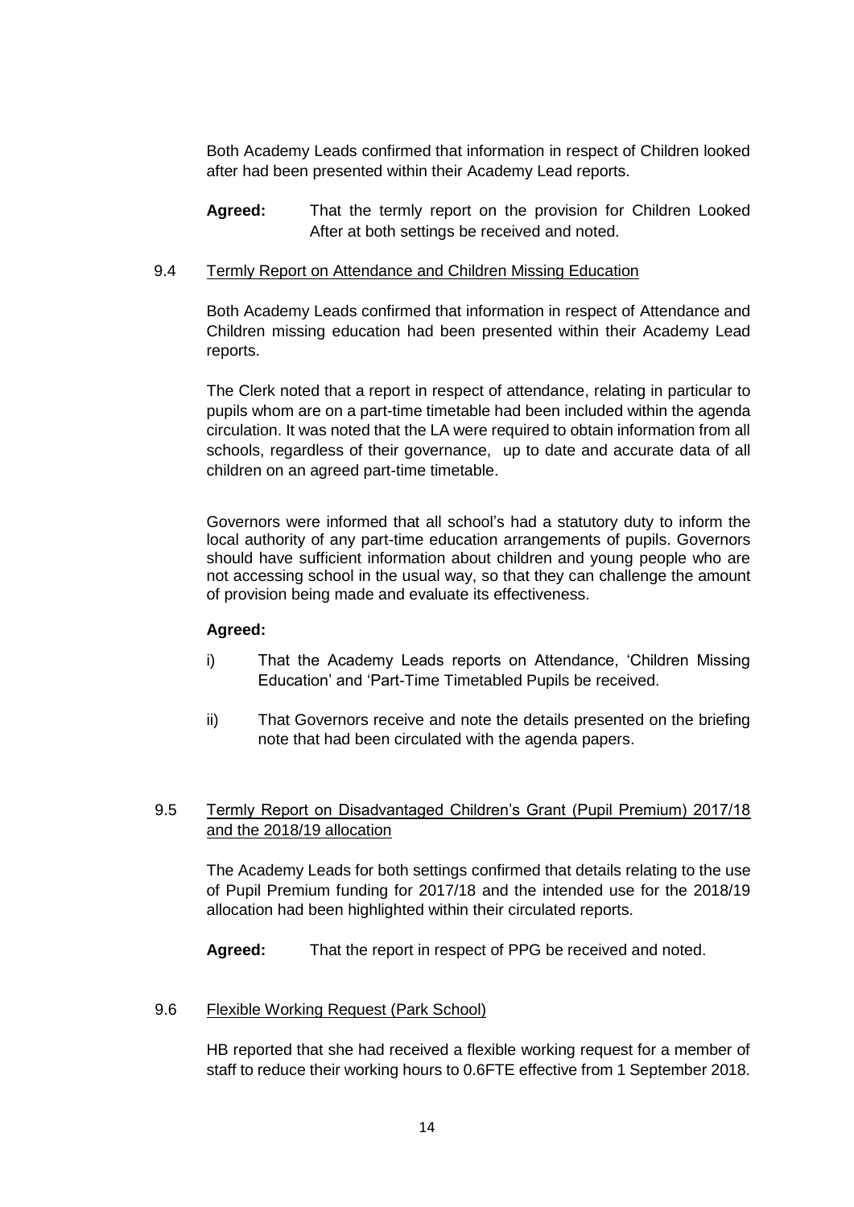Both Academy Leads confirmed that information in respect of Children looked after had been presented within their Academy Lead reports.

**Agreed:** That the termly report on the provision for Children Looked After at both settings be received and noted.

9.4 Termly Report on Attendance and Children Missing Education

Both Academy Leads confirmed that information in respect of Attendance and Children missing education had been presented within their Academy Lead reports.

The Clerk noted that a report in respect of attendance, relating in particular to pupils whom are on a part-time timetable had been included within the agenda circulation. It was noted that the LA were required to obtain information from all schools, regardless of their governance, up to date and accurate data of all children on an agreed part-time timetable.

Governors were informed that all school's had a statutory duty to inform the local authority of any part-time education arrangements of pupils. Governors should have sufficient information about children and young people who are not accessing school in the usual way, so that they can challenge the amount of provision being made and evaluate its effectiveness.

**Agreed:**

i) That the Academy Leads reports on Attendance, 'Children Missing Education' and 'Part-Time Timetabled Pupils be received.

ii) That Governors receive and note the details presented on the briefing note that had been circulated with the agenda papers.

9.5 Termly Report on Disadvantaged Children's Grant (Pupil Premium) 2017/18 and the 2018/19 allocation

The Academy Leads for both settings confirmed that details relating to the use of Pupil Premium funding for 2017/18 and the intended use for the 2018/19 allocation had been highlighted within their circulated reports.

**Agreed:** That the report in respect of PPG be received and noted.

9.6 Flexible Working Request (Park School)

HB reported that she had received a flexible working request for a member of staff to reduce their working hours to 0.6FTE effective from 1 September 2018.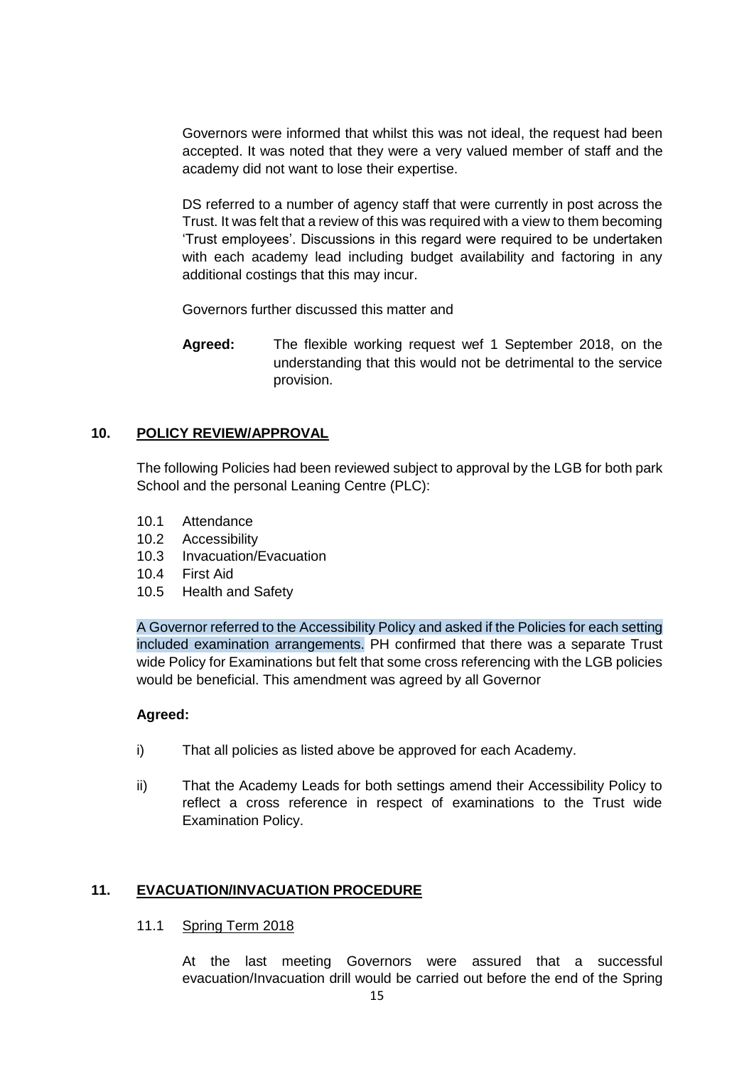Governors were informed that whilst this was not ideal, the request had been accepted. It was noted that they were a very valued member of staff and the academy did not want to lose their expertise.

DS referred to a number of agency staff that were currently in post across the Trust. It was felt that a review of this was required with a view to them becoming 'Trust employees'. Discussions in this regard were required to be undertaken with each academy lead including budget availability and factoring in any additional costings that this may incur.

Governors further discussed this matter and

**Agreed:** The flexible working request wef 1 September 2018, on the understanding that this would not be detrimental to the service provision.

## 10. POLICY REVIEW/APPROVAL

The following Policies had been reviewed subject to approval by the LGB for both park School and the personal Leaning Centre (PLC):

10.1 Attendance
10.2 Accessibility
10.3 Invacuation/Evacuation
10.4 First Aid
10.5 Health and Safety

A Governor referred to the Accessibility Policy and asked if the Policies for each setting included examination arrangements. PH confirmed that there was a separate Trust wide Policy for Examinations but felt that some cross referencing with the LGB policies would be beneficial. This amendment was agreed by all Governor

**Agreed:**

i) That all policies as listed above be approved for each Academy.

ii) That the Academy Leads for both settings amend their Accessibility Policy to reflect a cross reference in respect of examinations to the Trust wide Examination Policy.

## 11. EVACUATION/INVACUATION PROCEDURE

### 11.1 Spring Term 2018

At the last meeting Governors were assured that a successful evacuation/Invacuation drill would be carried out before the end of the Spring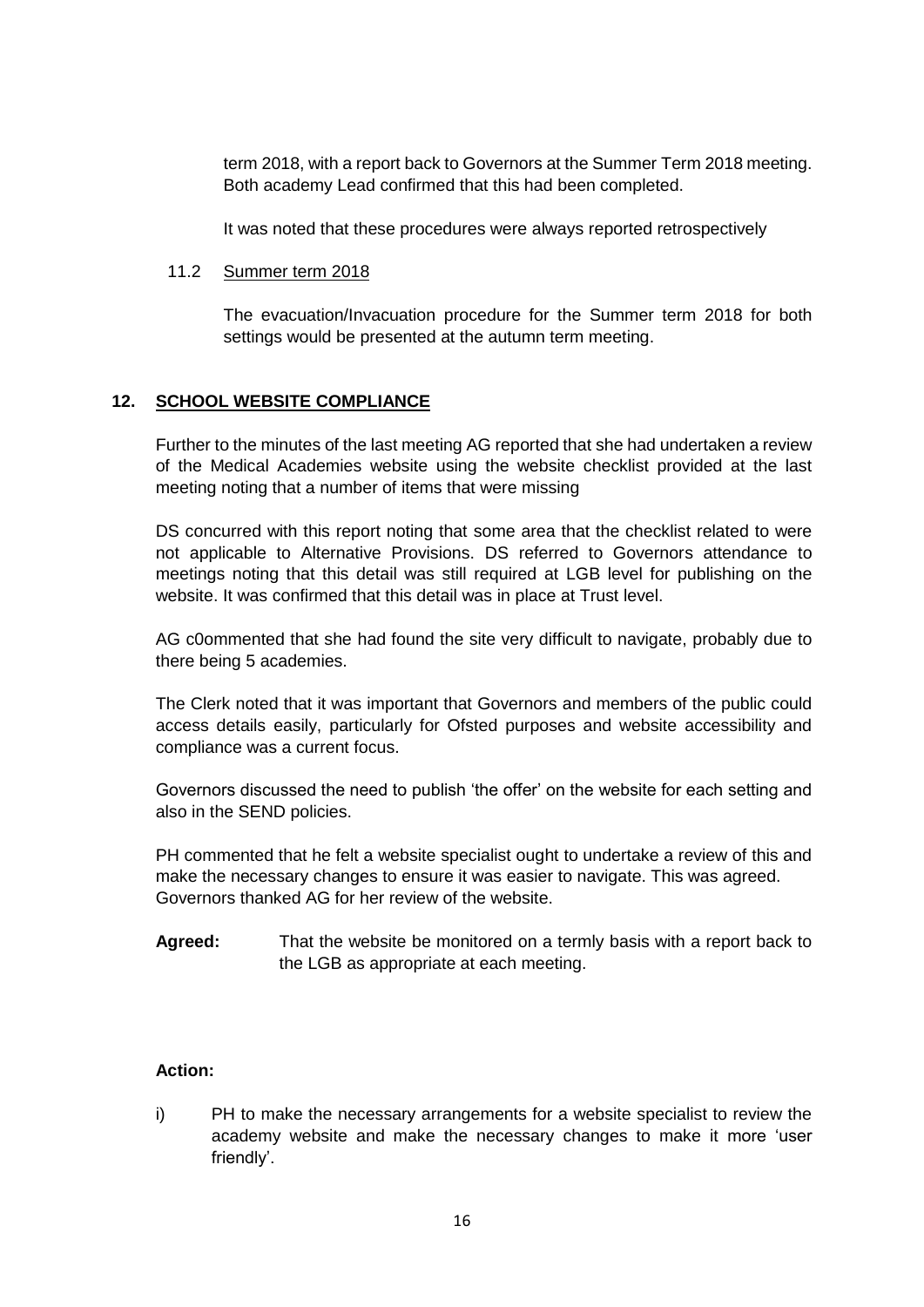term 2018, with a report back to Governors at the Summer Term 2018 meeting. Both academy Lead confirmed that this had been completed.

It was noted that these procedures were always reported retrospectively

11.2 Summer term 2018

The evacuation/Invacuation procedure for the Summer term 2018 for both settings would be presented at the autumn term meeting.

## 12. SCHOOL WEBSITE COMPLIANCE

Further to the minutes of the last meeting AG reported that she had undertaken a review of the Medical Academies website using the website checklist provided at the last meeting noting that a number of items that were missing

DS concurred with this report noting that some area that the checklist related to were not applicable to Alternative Provisions. DS referred to Governors attendance to meetings noting that this detail was still required at LGB level for publishing on the website. It was confirmed that this detail was in place at Trust level.

AG c0ommented that she had found the site very difficult to navigate, probably due to there being 5 academies.

The Clerk noted that it was important that Governors and members of the public could access details easily, particularly for Ofsted purposes and website accessibility and compliance was a current focus.

Governors discussed the need to publish 'the offer' on the website for each setting and also in the SEND policies.

PH commented that he felt a website specialist ought to undertake a review of this and make the necessary changes to ensure it was easier to navigate. This was agreed. Governors thanked AG for her review of the website.

**Agreed:** That the website be monitored on a termly basis with a report back to the LGB as appropriate at each meeting.

**Action:**

i) PH to make the necessary arrangements for a website specialist to review the academy website and make the necessary changes to make it more 'user friendly'.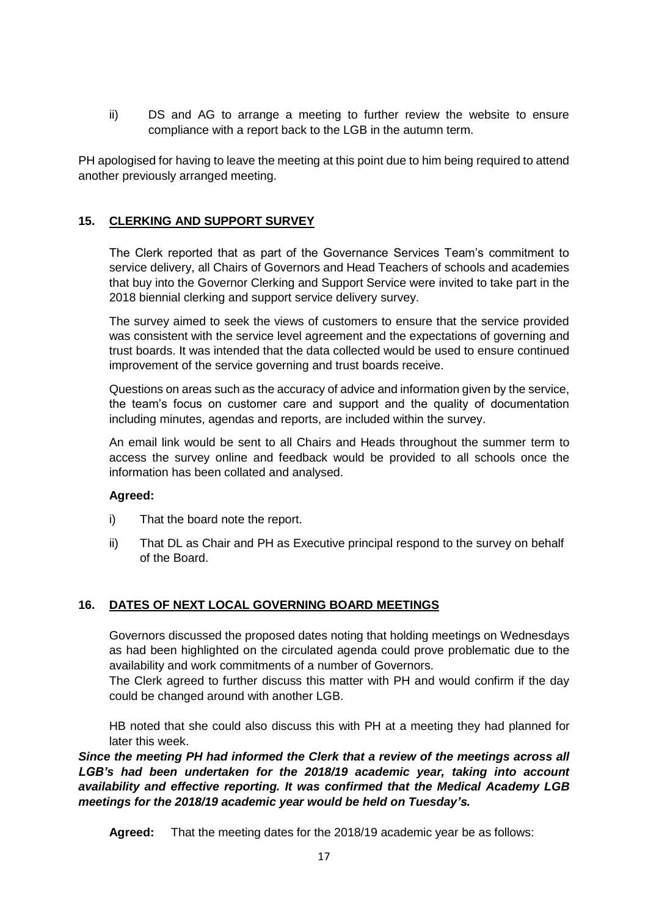ii) DS and AG to arrange a meeting to further review the website to ensure compliance with a report back to the LGB in the autumn term.

PH apologised for having to leave the meeting at this point due to him being required to attend another previously arranged meeting.

## 15. CLERKING AND SUPPORT SURVEY

The Clerk reported that as part of the Governance Services Team's commitment to service delivery, all Chairs of Governors and Head Teachers of schools and academies that buy into the Governor Clerking and Support Service were invited to take part in the 2018 biennial clerking and support service delivery survey.

The survey aimed to seek the views of customers to ensure that the service provided was consistent with the service level agreement and the expectations of governing and trust boards. It was intended that the data collected would be used to ensure continued improvement of the service governing and trust boards receive.

Questions on areas such as the accuracy of advice and information given by the service, the team's focus on customer care and support and the quality of documentation including minutes, agendas and reports, are included within the survey.

An email link would be sent to all Chairs and Heads throughout the summer term to access the survey online and feedback would be provided to all schools once the information has been collated and analysed.

**Agreed:**

i) That the board note the report.

ii) That DL as Chair and PH as Executive principal respond to the survey on behalf of the Board.

## 16. DATES OF NEXT LOCAL GOVERNING BOARD MEETINGS

Governors discussed the proposed dates noting that holding meetings on Wednesdays as had been highlighted on the circulated agenda could prove problematic due to the availability and work commitments of a number of Governors.

The Clerk agreed to further discuss this matter with PH and would confirm if the day could be changed around with another LGB.

HB noted that she could also discuss this with PH at a meeting they had planned for later this week.

***Since the meeting PH had informed the Clerk that a review of the meetings across all LGB's had been undertaken for the 2018/19 academic year, taking into account availability and effective reporting. It was confirmed that the Medical Academy LGB meetings for the 2018/19 academic year would be held on Tuesday's.***

**Agreed:** That the meeting dates for the 2018/19 academic year be as follows: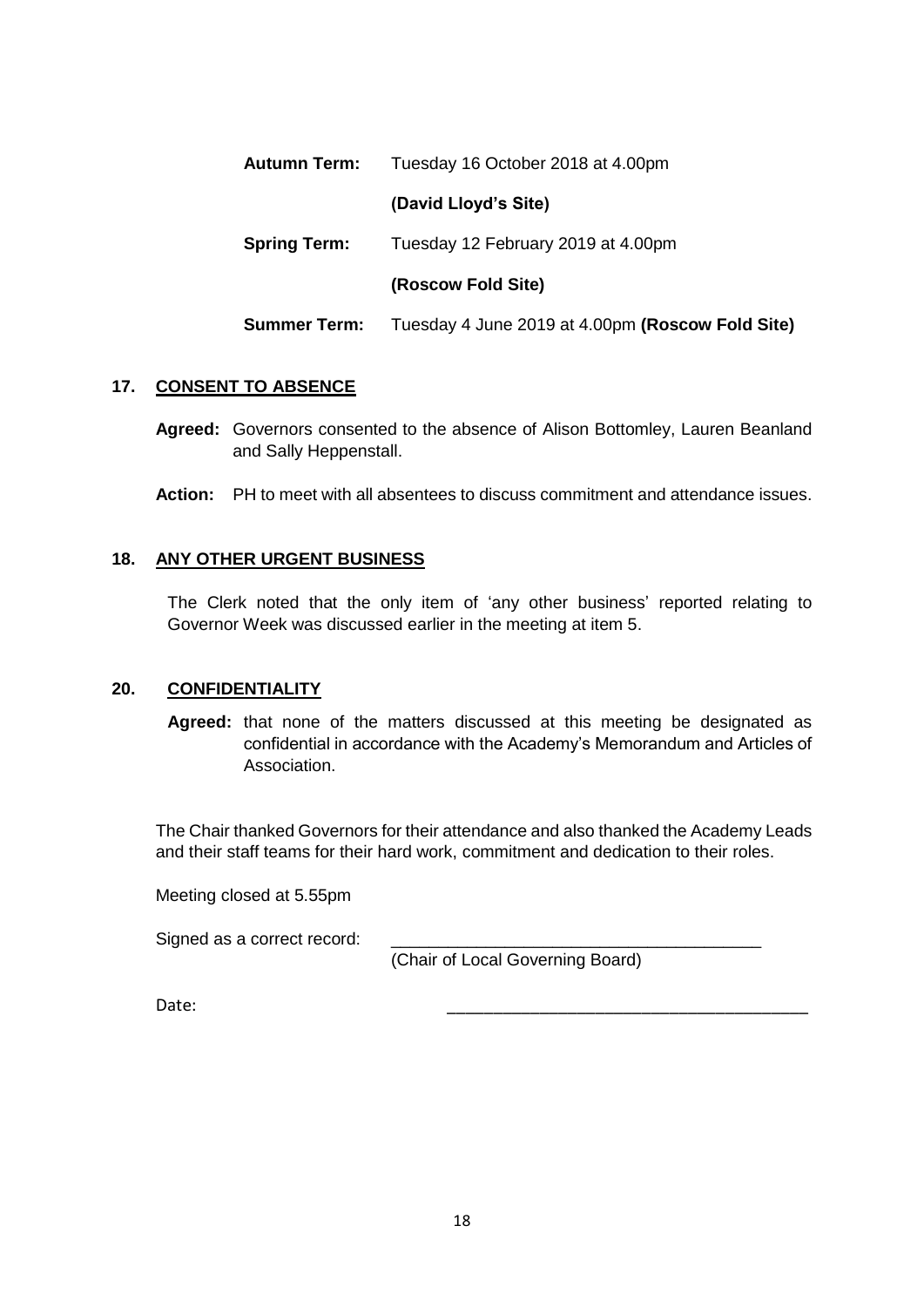| | |
|---|---|
| **Autumn Term:** | Tuesday 16 October 2018 at 4.00pm **(David Lloyd's Site)** |
| **Spring Term:** | Tuesday 12 February 2019 at 4.00pm **(Roscow Fold Site)** |
| **Summer Term:** | Tuesday 4 June 2019 at 4.00pm **(Roscow Fold Site)** |

## 17. CONSENT TO ABSENCE

**Agreed:** Governors consented to the absence of Alison Bottomley, Lauren Beanland and Sally Heppenstall.

**Action:** PH to meet with all absentees to discuss commitment and attendance issues.

## 18. ANY OTHER URGENT BUSINESS

The Clerk noted that the only item of 'any other business' reported relating to Governor Week was discussed earlier in the meeting at item 5.

## 20. CONFIDENTIALITY

**Agreed:** that none of the matters discussed at this meeting be designated as confidential in accordance with the Academy's Memorandum and Articles of Association.

The Chair thanked Governors for their attendance and also thanked the Academy Leads and their staff teams for their hard work, commitment and dedication to their roles.

Meeting closed at 5.55pm

Signed as a correct record: ________________________________________
(Chair of Local Governing Board)

Date: ________________________________________